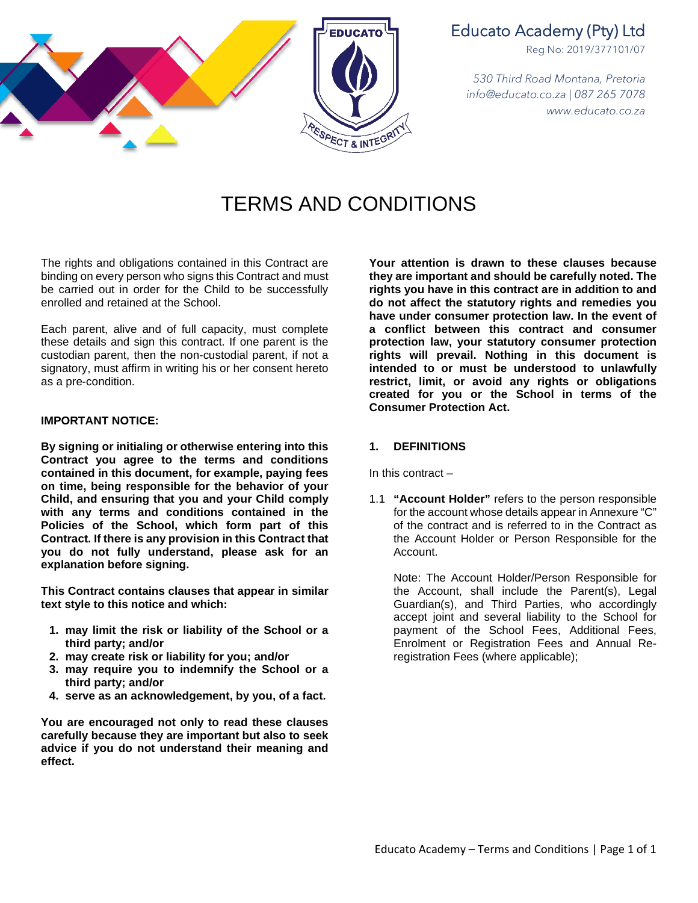Educato Academy (Pty) Ltd
Reg No: 2019/377101/07

*530 Third Road Montana, Pretoria*
*info@educato.co.za | 087 265 7078*
*www.educato.co.za*

# TERMS AND CONDITIONS

The rights and obligations contained in this Contract are binding on every person who signs this Contract and must be carried out in order for the Child to be successfully enrolled and retained at the School.

Each parent, alive and of full capacity, must complete these details and sign this contract. If one parent is the custodian parent, then the non-custodial parent, if not a signatory, must affirm in writing his or her consent hereto as a pre-condition.

**IMPORTANT NOTICE:**

**By signing or initialing or otherwise entering into this Contract you agree to the terms and conditions contained in this document, for example, paying fees on time, being responsible for the behavior of your Child, and ensuring that you and your Child comply with any terms and conditions contained in the Policies of the School, which form part of this Contract. If there is any provision in this Contract that you do not fully understand, please ask for an explanation before signing.**

**This Contract contains clauses that appear in similar text style to this notice and which:**

1. **may limit the risk or liability of the School or a third party; and/or**
2. **may create risk or liability for you; and/or**
3. **may require you to indemnify the School or a third party; and/or**
4. **serve as an acknowledgement, by you, of a fact.**

**You are encouraged not only to read these clauses carefully because they are important but also to seek advice if you do not understand their meaning and effect.**

**Your attention is drawn to these clauses because they are important and should be carefully noted. The rights you have in this contract are in addition to and do not affect the statutory rights and remedies you have under consumer protection law. In the event of a conflict between this contract and consumer protection law, your statutory consumer protection rights will prevail. Nothing in this document is intended to or must be understood to unlawfully restrict, limit, or avoid any rights or obligations created for you or the School in terms of the Consumer Protection Act.**

## 1. DEFINITIONS

In this contract –

1.1 **"Account Holder"** refers to the person responsible for the account whose details appear in Annexure "C" of the contract and is referred to in the Contract as the Account Holder or Person Responsible for the Account.

Note: The Account Holder/Person Responsible for the Account, shall include the Parent(s), Legal Guardian(s), and Third Parties, who accordingly accept joint and several liability to the School for payment of the School Fees, Additional Fees, Enrolment or Registration Fees and Annual Re-registration Fees (where applicable);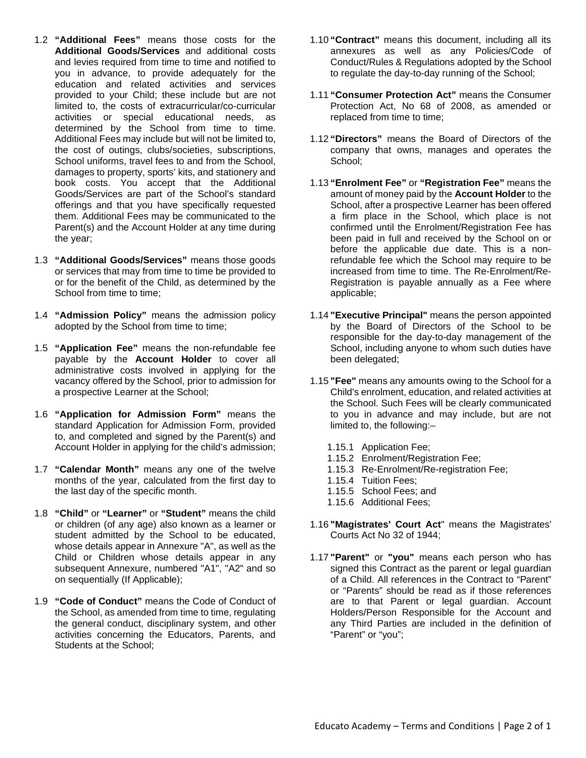1.2 **"Additional Fees"** means those costs for the **Additional Goods/Services** and additional costs and levies required from time to time and notified to you in advance, to provide adequately for the education and related activities and services provided to your Child; these include but are not limited to, the costs of extracurricular/co-curricular activities or special educational needs, as determined by the School from time to time. Additional Fees may include but will not be limited to, the cost of outings, clubs/societies, subscriptions, School uniforms, travel fees to and from the School, damages to property, sports' kits, and stationery and book costs. You accept that the Additional Goods/Services are part of the School's standard offerings and that you have specifically requested them. Additional Fees may be communicated to the Parent(s) and the Account Holder at any time during the year;

1.3 **"Additional Goods/Services"** means those goods or services that may from time to time be provided to or for the benefit of the Child, as determined by the School from time to time;

1.4 **"Admission Policy"** means the admission policy adopted by the School from time to time;

1.5 **"Application Fee"** means the non-refundable fee payable by the **Account Holder** to cover all administrative costs involved in applying for the vacancy offered by the School, prior to admission for a prospective Learner at the School;

1.6 **"Application for Admission Form"** means the standard Application for Admission Form, provided to, and completed and signed by the Parent(s) and Account Holder in applying for the child's admission;

1.7 **"Calendar Month"** means any one of the twelve months of the year, calculated from the first day to the last day of the specific month.

1.8 **"Child"** or **"Learner"** or **"Student"** means the child or children (of any age) also known as a learner or student admitted by the School to be educated, whose details appear in Annexure "A", as well as the Child or Children whose details appear in any subsequent Annexure, numbered "A1", "A2" and so on sequentially (If Applicable);

1.9 **"Code of Conduct"** means the Code of Conduct of the School, as amended from time to time, regulating the general conduct, disciplinary system, and other activities concerning the Educators, Parents, and Students at the School;

1.10 **"Contract"** means this document, including all its annexures as well as any Policies/Code of Conduct/Rules & Regulations adopted by the School to regulate the day-to-day running of the School;

1.11 **"Consumer Protection Act"** means the Consumer Protection Act, No 68 of 2008, as amended or replaced from time to time;

1.12 **"Directors"** means the Board of Directors of the company that owns, manages and operates the School;

1.13 **"Enrolment Fee"** or **"Registration Fee"** means the amount of money paid by the **Account Holder** to the School, after a prospective Learner has been offered a firm place in the School, which place is not confirmed until the Enrolment/Registration Fee has been paid in full and received by the School on or before the applicable due date. This is a non-refundable fee which the School may require to be increased from time to time. The Re-Enrolment/Re-Registration is payable annually as a Fee where applicable;

1.14 **"Executive Principal"** means the person appointed by the Board of Directors of the School to be responsible for the day-to-day management of the School, including anyone to whom such duties have been delegated;

1.15 **"Fee"** means any amounts owing to the School for a Child's enrolment, education, and related activities at the School. Such Fees will be clearly communicated to you in advance and may include, but are not limited to, the following:–

- 1.15.1 Application Fee;
- 1.15.2 Enrolment/Registration Fee;
- 1.15.3 Re-Enrolment/Re-registration Fee;
- 1.15.4 Tuition Fees;
- 1.15.5 School Fees; and
- 1.15.6 Additional Fees;

1.16 **"Magistrates' Court Act"** means the Magistrates' Courts Act No 32 of 1944;

1.17 **"Parent"** or **"you"** means each person who has signed this Contract as the parent or legal guardian of a Child. All references in the Contract to "Parent" or "Parents" should be read as if those references are to that Parent or legal guardian. Account Holders/Person Responsible for the Account and any Third Parties are included in the definition of "Parent" or "you";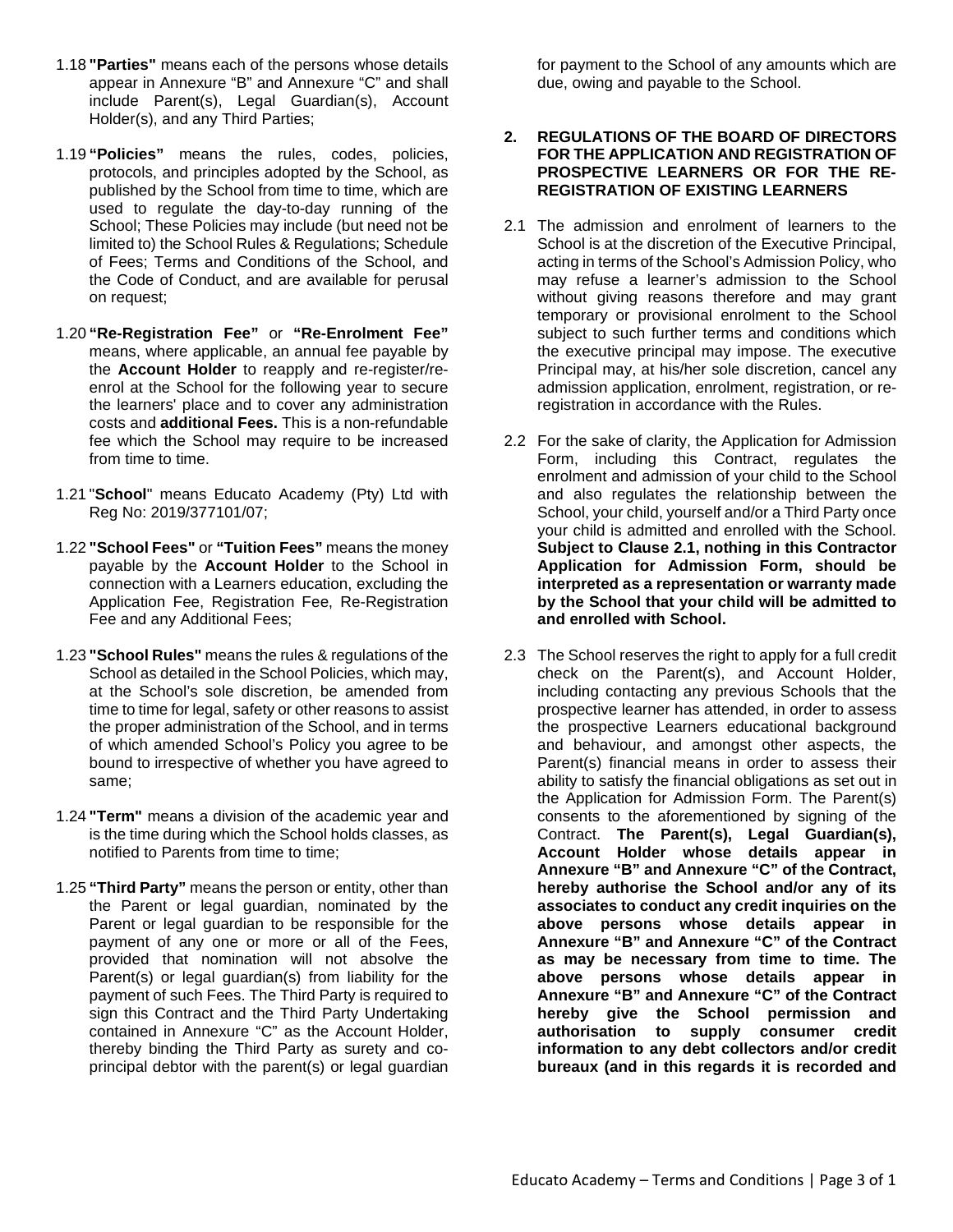1.18 **"Parties"** means each of the persons whose details appear in Annexure "B" and Annexure "C" and shall include Parent(s), Legal Guardian(s), Account Holder(s), and any Third Parties;

1.19 **"Policies"** means the rules, codes, policies, protocols, and principles adopted by the School, as published by the School from time to time, which are used to regulate the day-to-day running of the School; These Policies may include (but need not be limited to) the School Rules & Regulations; Schedule of Fees; Terms and Conditions of the School, and the Code of Conduct, and are available for perusal on request;

1.20 **"Re-Registration Fee"** or **"Re-Enrolment Fee"** means, where applicable, an annual fee payable by the **Account Holder** to reapply and re-register/re-enrol at the School for the following year to secure the learners' place and to cover any administration costs and **additional Fees.** This is a non-refundable fee which the School may require to be increased from time to time.

1.21 "**School**" means Educato Academy (Pty) Ltd with Reg No: 2019/377101/07;

1.22 **"School Fees"** or **"Tuition Fees"** means the money payable by the **Account Holder** to the School in connection with a Learners education, excluding the Application Fee, Registration Fee, Re-Registration Fee and any Additional Fees;

1.23 **"School Rules"** means the rules & regulations of the School as detailed in the School Policies, which may, at the School's sole discretion, be amended from time to time for legal, safety or other reasons to assist the proper administration of the School, and in terms of which amended School's Policy you agree to be bound to irrespective of whether you have agreed to same;

1.24 **"Term"** means a division of the academic year and is the time during which the School holds classes, as notified to Parents from time to time;

1.25 **"Third Party"** means the person or entity, other than the Parent or legal guardian, nominated by the Parent or legal guardian to be responsible for the payment of any one or more or all of the Fees, provided that nomination will not absolve the Parent(s) or legal guardian(s) from liability for the payment of such Fees. The Third Party is required to sign this Contract and the Third Party Undertaking contained in Annexure "C" as the Account Holder, thereby binding the Third Party as surety and co-principal debtor with the parent(s) or legal guardian for payment to the School of any amounts which are due, owing and payable to the School.

## 2. REGULATIONS OF THE BOARD OF DIRECTORS FOR THE APPLICATION AND REGISTRATION OF PROSPECTIVE LEARNERS OR FOR THE RE-REGISTRATION OF EXISTING LEARNERS

2.1 The admission and enrolment of learners to the School is at the discretion of the Executive Principal, acting in terms of the School's Admission Policy, who may refuse a learner's admission to the School without giving reasons therefore and may grant temporary or provisional enrolment to the School subject to such further terms and conditions which the executive principal may impose. The executive Principal may, at his/her sole discretion, cancel any admission application, enrolment, registration, or re-registration in accordance with the Rules.

2.2 For the sake of clarity, the Application for Admission Form, including this Contract, regulates the enrolment and admission of your child to the School and also regulates the relationship between the School, your child, yourself and/or a Third Party once your child is admitted and enrolled with the School. **Subject to Clause 2.1, nothing in this Contractor Application for Admission Form, should be interpreted as a representation or warranty made by the School that your child will be admitted to and enrolled with School.**

2.3 The School reserves the right to apply for a full credit check on the Parent(s), and Account Holder, including contacting any previous Schools that the prospective learner has attended, in order to assess the prospective Learners educational background and behaviour, and amongst other aspects, the Parent(s) financial means in order to assess their ability to satisfy the financial obligations as set out in the Application for Admission Form. The Parent(s) consents to the aforementioned by signing of the Contract. **The Parent(s), Legal Guardian(s), Account Holder whose details appear in Annexure "B" and Annexure "C" of the Contract, hereby authorise the School and/or any of its associates to conduct any credit inquiries on the above persons whose details appear in Annexure "B" and Annexure "C" of the Contract as may be necessary from time to time. The above persons whose details appear in Annexure "B" and Annexure "C" of the Contract hereby give the School permission and authorisation to supply consumer credit information to any debt collectors and/or credit bureaux (and in this regards it is recorded and**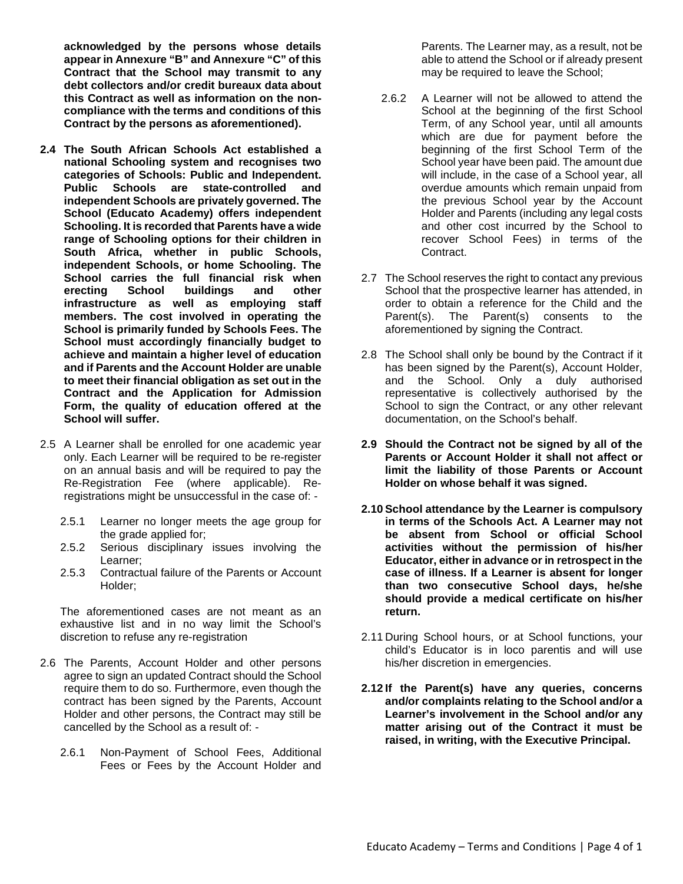**acknowledged by the persons whose details appear in Annexure "B" and Annexure "C" of this Contract that the School may transmit to any debt collectors and/or credit bureaux data about this Contract as well as information on the non-compliance with the terms and conditions of this Contract by the persons as aforementioned).**

**2.4 The South African Schools Act established a national Schooling system and recognises two categories of Schools: Public and Independent. Public Schools are state-controlled and independent Schools are privately governed. The School (Educato Academy) offers independent Schooling. It is recorded that Parents have a wide range of Schooling options for their children in South Africa, whether in public Schools, independent Schools, or home Schooling. The School carries the full financial risk when erecting School buildings and other infrastructure as well as employing staff members. The cost involved in operating the School is primarily funded by Schools Fees. The School must accordingly financially budget to achieve and maintain a higher level of education and if Parents and the Account Holder are unable to meet their financial obligation as set out in the Contract and the Application for Admission Form, the quality of education offered at the School will suffer.**

2.5 A Learner shall be enrolled for one academic year only. Each Learner will be required to be re-register on an annual basis and will be required to pay the Re-Registration Fee (where applicable). Re-registrations might be unsuccessful in the case of: -

- 2.5.1 Learner no longer meets the age group for the grade applied for;
- 2.5.2 Serious disciplinary issues involving the Learner;
- 2.5.3 Contractual failure of the Parents or Account Holder;

The aforementioned cases are not meant as an exhaustive list and in no way limit the School's discretion to refuse any re-registration

2.6 The Parents, Account Holder and other persons agree to sign an updated Contract should the School require them to do so. Furthermore, even though the contract has been signed by the Parents, Account Holder and other persons, the Contract may still be cancelled by the School as a result of: -

- 2.6.1 Non-Payment of School Fees, Additional Fees or Fees by the Account Holder and Parents. The Learner may, as a result, not be able to attend the School or if already present may be required to leave the School;
- 2.6.2 A Learner will not be allowed to attend the School at the beginning of the first School Term, of any School year, until all amounts which are due for payment before the beginning of the first School Term of the School year have been paid. The amount due will include, in the case of a School year, all overdue amounts which remain unpaid from the previous School year by the Account Holder and Parents (including any legal costs and other cost incurred by the School to recover School Fees) in terms of the Contract.

2.7 The School reserves the right to contact any previous School that the prospective learner has attended, in order to obtain a reference for the Child and the Parent(s). The Parent(s) consents to the aforementioned by signing the Contract.

2.8 The School shall only be bound by the Contract if it has been signed by the Parent(s), Account Holder, and the School. Only a duly authorised representative is collectively authorised by the School to sign the Contract, or any other relevant documentation, on the School's behalf.

**2.9 Should the Contract not be signed by all of the Parents or Account Holder it shall not affect or limit the liability of those Parents or Account Holder on whose behalf it was signed.**

**2.10 School attendance by the Learner is compulsory in terms of the Schools Act. A Learner may not be absent from School or official School activities without the permission of his/her Educator, either in advance or in retrospect in the case of illness. If a Learner is absent for longer than two consecutive School days, he/she should provide a medical certificate on his/her return.**

2.11 During School hours, or at School functions, your child's Educator is in loco parentis and will use his/her discretion in emergencies.

**2.12 If the Parent(s) have any queries, concerns and/or complaints relating to the School and/or a Learner's involvement in the School and/or any matter arising out of the Contract it must be raised, in writing, with the Executive Principal.**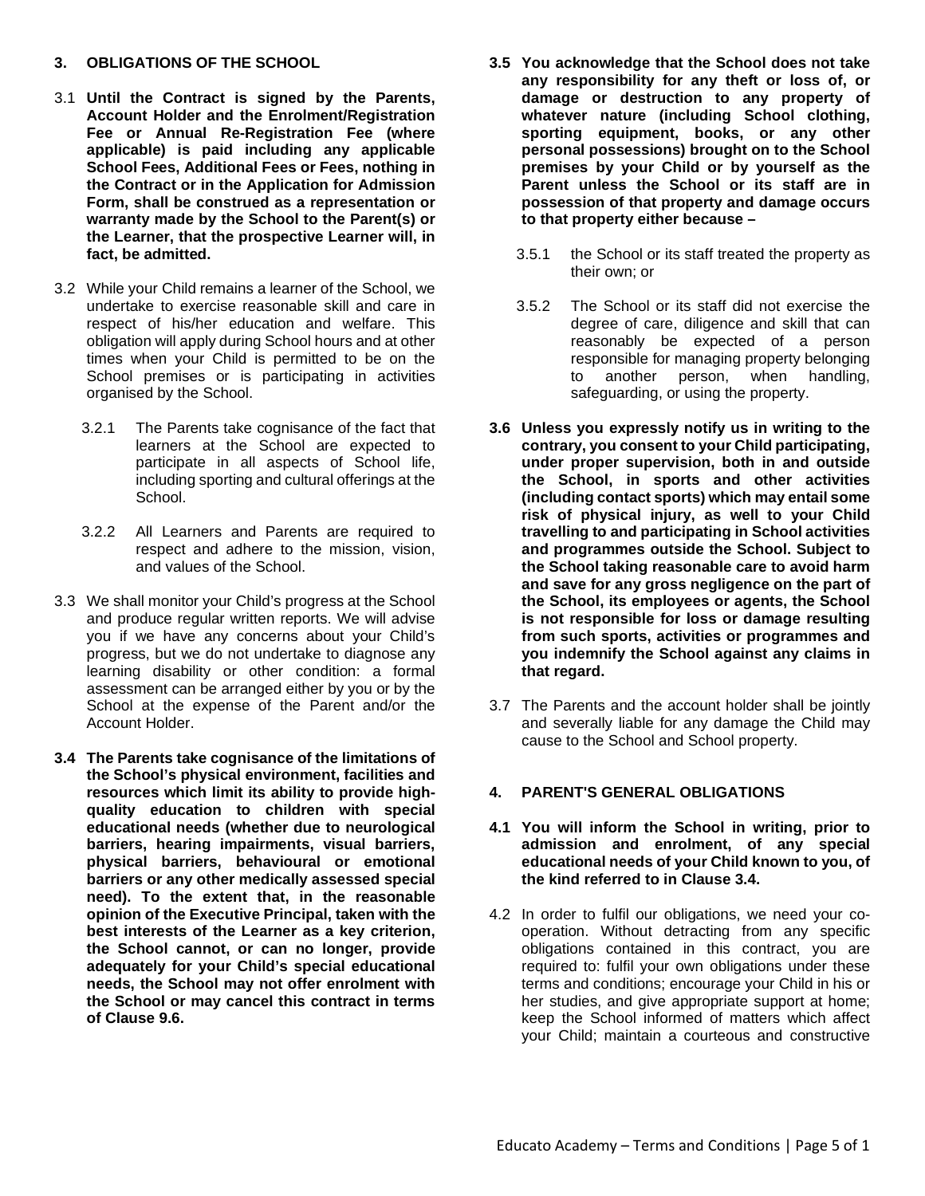## 3. OBLIGATIONS OF THE SCHOOL

3.1 **Until the Contract is signed by the Parents, Account Holder and the Enrolment/Registration Fee or Annual Re-Registration Fee (where applicable) is paid including any applicable School Fees, Additional Fees or Fees, nothing in the Contract or in the Application for Admission Form, shall be construed as a representation or warranty made by the School to the Parent(s) or the Learner, that the prospective Learner will, in fact, be admitted.**

3.2 While your Child remains a learner of the School, we undertake to exercise reasonable skill and care in respect of his/her education and welfare. This obligation will apply during School hours and at other times when your Child is permitted to be on the School premises or is participating in activities organised by the School.

3.2.1 The Parents take cognisance of the fact that learners at the School are expected to participate in all aspects of School life, including sporting and cultural offerings at the School.

3.2.2 All Learners and Parents are required to respect and adhere to the mission, vision, and values of the School.

3.3 We shall monitor your Child's progress at the School and produce regular written reports. We will advise you if we have any concerns about your Child's progress, but we do not undertake to diagnose any learning disability or other condition: a formal assessment can be arranged either by you or by the School at the expense of the Parent and/or the Account Holder.

**3.4 The Parents take cognisance of the limitations of the School's physical environment, facilities and resources which limit its ability to provide high-quality education to children with special educational needs (whether due to neurological barriers, hearing impairments, visual barriers, physical barriers, behavioural or emotional barriers or any other medically assessed special need). To the extent that, in the reasonable opinion of the Executive Principal, taken with the best interests of the Learner as a key criterion, the School cannot, or can no longer, provide adequately for your Child's special educational needs, the School may not offer enrolment with the School or may cancel this contract in terms of Clause 9.6.**

**3.5 You acknowledge that the School does not take any responsibility for any theft or loss of, or damage or destruction to any property of whatever nature (including School clothing, sporting equipment, books, or any other personal possessions) brought on to the School premises by your Child or by yourself as the Parent unless the School or its staff are in possession of that property and damage occurs to that property either because –**

3.5.1 the School or its staff treated the property as their own; or

3.5.2 The School or its staff did not exercise the degree of care, diligence and skill that can reasonably be expected of a person responsible for managing property belonging to another person, when handling, safeguarding, or using the property.

**3.6 Unless you expressly notify us in writing to the contrary, you consent to your Child participating, under proper supervision, both in and outside the School, in sports and other activities (including contact sports) which may entail some risk of physical injury, as well to your Child travelling to and participating in School activities and programmes outside the School. Subject to the School taking reasonable care to avoid harm and save for any gross negligence on the part of the School, its employees or agents, the School is not responsible for loss or damage resulting from such sports, activities or programmes and you indemnify the School against any claims in that regard.**

3.7 The Parents and the account holder shall be jointly and severally liable for any damage the Child may cause to the School and School property.

## 4. PARENT'S GENERAL OBLIGATIONS

**4.1 You will inform the School in writing, prior to admission and enrolment, of any special educational needs of your Child known to you, of the kind referred to in Clause 3.4.**

4.2 In order to fulfil our obligations, we need your co-operation. Without detracting from any specific obligations contained in this contract, you are required to: fulfil your own obligations under these terms and conditions; encourage your Child in his or her studies, and give appropriate support at home; keep the School informed of matters which affect your Child; maintain a courteous and constructive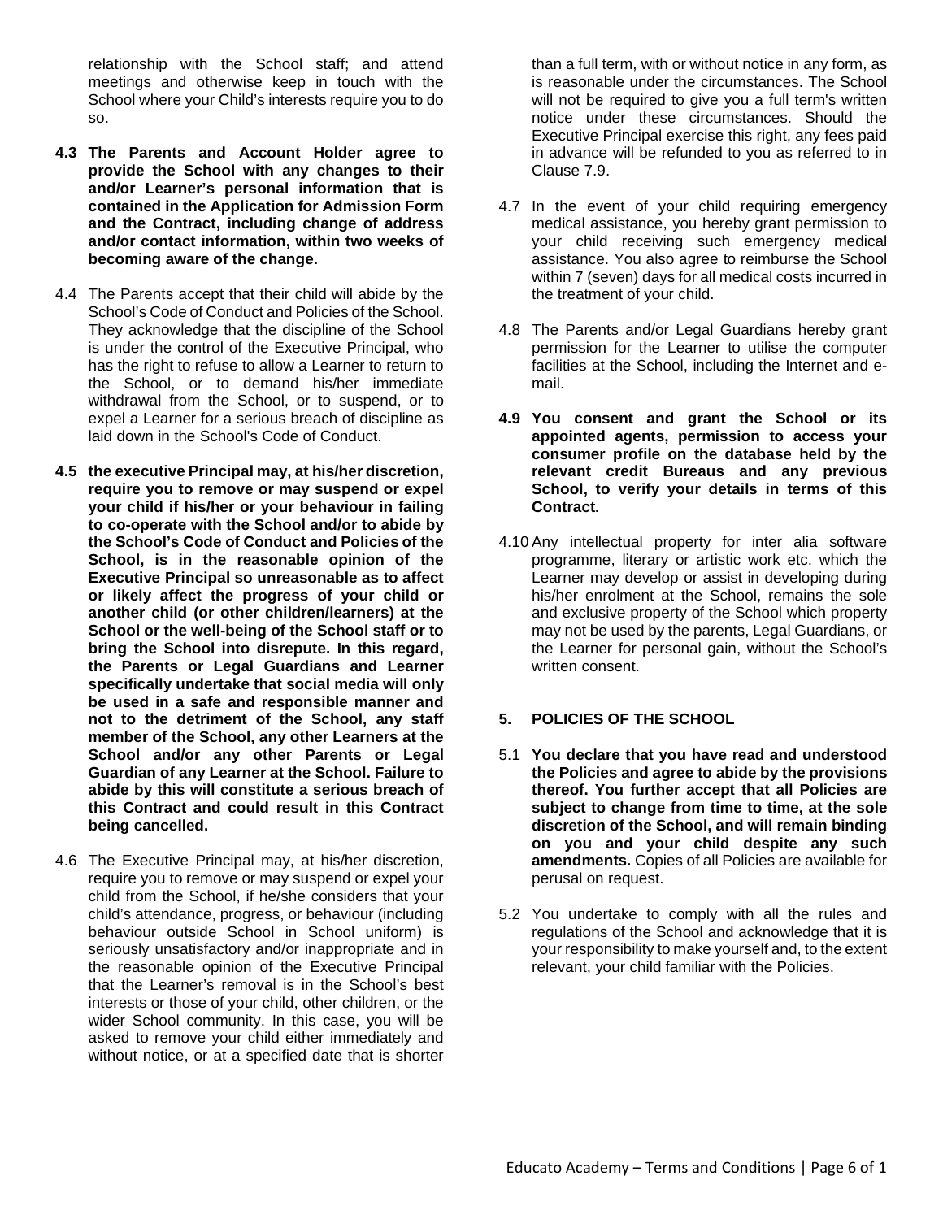relationship with the School staff; and attend meetings and otherwise keep in touch with the School where your Child's interests require you to do so.

**4.3 The Parents and Account Holder agree to provide the School with any changes to their and/or Learner's personal information that is contained in the Application for Admission Form and the Contract, including change of address and/or contact information, within two weeks of becoming aware of the change.**

4.4 The Parents accept that their child will abide by the School's Code of Conduct and Policies of the School. They acknowledge that the discipline of the School is under the control of the Executive Principal, who has the right to refuse to allow a Learner to return to the School, or to demand his/her immediate withdrawal from the School, or to suspend, or to expel a Learner for a serious breach of discipline as laid down in the School's Code of Conduct.

**4.5 the executive Principal may, at his/her discretion, require you to remove or may suspend or expel your child if his/her or your behaviour in failing to co-operate with the School and/or to abide by the School's Code of Conduct and Policies of the School, is in the reasonable opinion of the Executive Principal so unreasonable as to affect or likely affect the progress of your child or another child (or other children/learners) at the School or the well-being of the School staff or to bring the School into disrepute. In this regard, the Parents or Legal Guardians and Learner specifically undertake that social media will only be used in a safe and responsible manner and not to the detriment of the School, any staff member of the School, any other Learners at the School and/or any other Parents or Legal Guardian of any Learner at the School. Failure to abide by this will constitute a serious breach of this Contract and could result in this Contract being cancelled.**

4.6 The Executive Principal may, at his/her discretion, require you to remove or may suspend or expel your child from the School, if he/she considers that your child's attendance, progress, or behaviour (including behaviour outside School in School uniform) is seriously unsatisfactory and/or inappropriate and in the reasonable opinion of the Executive Principal that the Learner's removal is in the School's best interests or those of your child, other children, or the wider School community. In this case, you will be asked to remove your child either immediately and without notice, or at a specified date that is shorter than a full term, with or without notice in any form, as is reasonable under the circumstances. The School will not be required to give you a full term's written notice under these circumstances. Should the Executive Principal exercise this right, any fees paid in advance will be refunded to you as referred to in Clause 7.9.

4.7 In the event of your child requiring emergency medical assistance, you hereby grant permission to your child receiving such emergency medical assistance. You also agree to reimburse the School within 7 (seven) days for all medical costs incurred in the treatment of your child.

4.8 The Parents and/or Legal Guardians hereby grant permission for the Learner to utilise the computer facilities at the School, including the Internet and e-mail.

**4.9 You consent and grant the School or its appointed agents, permission to access your consumer profile on the database held by the relevant credit Bureaus and any previous School, to verify your details in terms of this Contract.**

4.10 Any intellectual property for inter alia software programme, literary or artistic work etc. which the Learner may develop or assist in developing during his/her enrolment at the School, remains the sole and exclusive property of the School which property may not be used by the parents, Legal Guardians, or the Learner for personal gain, without the School's written consent.

## 5. POLICIES OF THE SCHOOL

5.1 **You declare that you have read and understood the Policies and agree to abide by the provisions thereof. You further accept that all Policies are subject to change from time to time, at the sole discretion of the School, and will remain binding on you and your child despite any such amendments.** Copies of all Policies are available for perusal on request.

5.2 You undertake to comply with all the rules and regulations of the School and acknowledge that it is your responsibility to make yourself and, to the extent relevant, your child familiar with the Policies.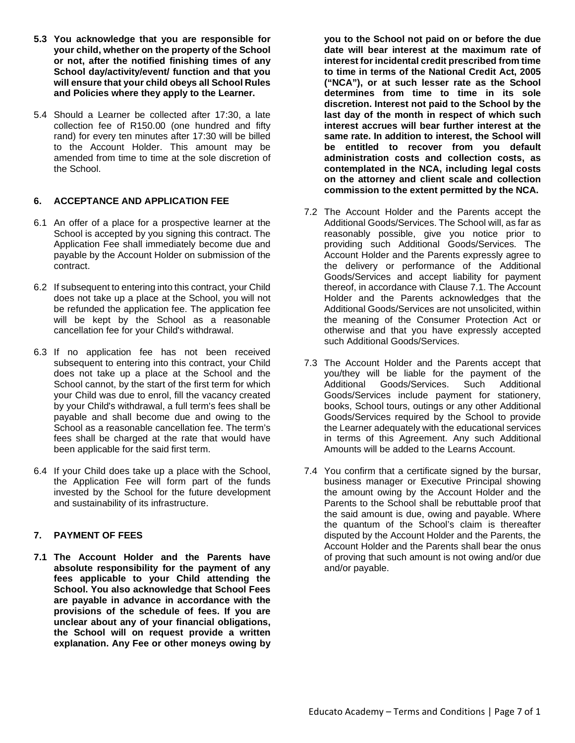**5.3 You acknowledge that you are responsible for your child, whether on the property of the School or not, after the notified finishing times of any School day/activity/event/ function and that you will ensure that your child obeys all School Rules and Policies where they apply to the Learner.**

5.4 Should a Learner be collected after 17:30, a late collection fee of R150.00 (one hundred and fifty rand) for every ten minutes after 17:30 will be billed to the Account Holder. This amount may be amended from time to time at the sole discretion of the School.

## 6. ACCEPTANCE AND APPLICATION FEE

6.1 An offer of a place for a prospective learner at the School is accepted by you signing this contract. The Application Fee shall immediately become due and payable by the Account Holder on submission of the contract.

6.2 If subsequent to entering into this contract, your Child does not take up a place at the School, you will not be refunded the application fee. The application fee will be kept by the School as a reasonable cancellation fee for your Child's withdrawal.

6.3 If no application fee has not been received subsequent to entering into this contract, your Child does not take up a place at the School and the School cannot, by the start of the first term for which your Child was due to enrol, fill the vacancy created by your Child's withdrawal, a full term's fees shall be payable and shall become due and owing to the School as a reasonable cancellation fee. The term's fees shall be charged at the rate that would have been applicable for the said first term.

6.4 If your Child does take up a place with the School, the Application Fee will form part of the funds invested by the School for the future development and sustainability of its infrastructure.

## 7. PAYMENT OF FEES

**7.1 The Account Holder and the Parents have absolute responsibility for the payment of any fees applicable to your Child attending the School. You also acknowledge that School Fees are payable in advance in accordance with the provisions of the schedule of fees. If you are unclear about any of your financial obligations, the School will on request provide a written explanation. Any Fee or other moneys owing by you to the School not paid on or before the due date will bear interest at the maximum rate of interest for incidental credit prescribed from time to time in terms of the National Credit Act, 2005 ("NCA"), or at such lesser rate as the School determines from time to time in its sole discretion. Interest not paid to the School by the last day of the month in respect of which such interest accrues will bear further interest at the same rate. In addition to interest, the School will be entitled to recover from you default administration costs and collection costs, as contemplated in the NCA, including legal costs on the attorney and client scale and collection commission to the extent permitted by the NCA.**

7.2 The Account Holder and the Parents accept the Additional Goods/Services. The School will, as far as reasonably possible, give you notice prior to providing such Additional Goods/Services. The Account Holder and the Parents expressly agree to the delivery or performance of the Additional Goods/Services and accept liability for payment thereof, in accordance with Clause 7.1. The Account Holder and the Parents acknowledges that the Additional Goods/Services are not unsolicited, within the meaning of the Consumer Protection Act or otherwise and that you have expressly accepted such Additional Goods/Services.

7.3 The Account Holder and the Parents accept that you/they will be liable for the payment of the Additional Goods/Services. Such Additional Goods/Services include payment for stationery, books, School tours, outings or any other Additional Goods/Services required by the School to provide the Learner adequately with the educational services in terms of this Agreement. Any such Additional Amounts will be added to the Learns Account.

7.4 You confirm that a certificate signed by the bursar, business manager or Executive Principal showing the amount owing by the Account Holder and the Parents to the School shall be rebuttable proof that the said amount is due, owing and payable. Where the quantum of the School's claim is thereafter disputed by the Account Holder and the Parents, the Account Holder and the Parents shall bear the onus of proving that such amount is not owing and/or due and/or payable.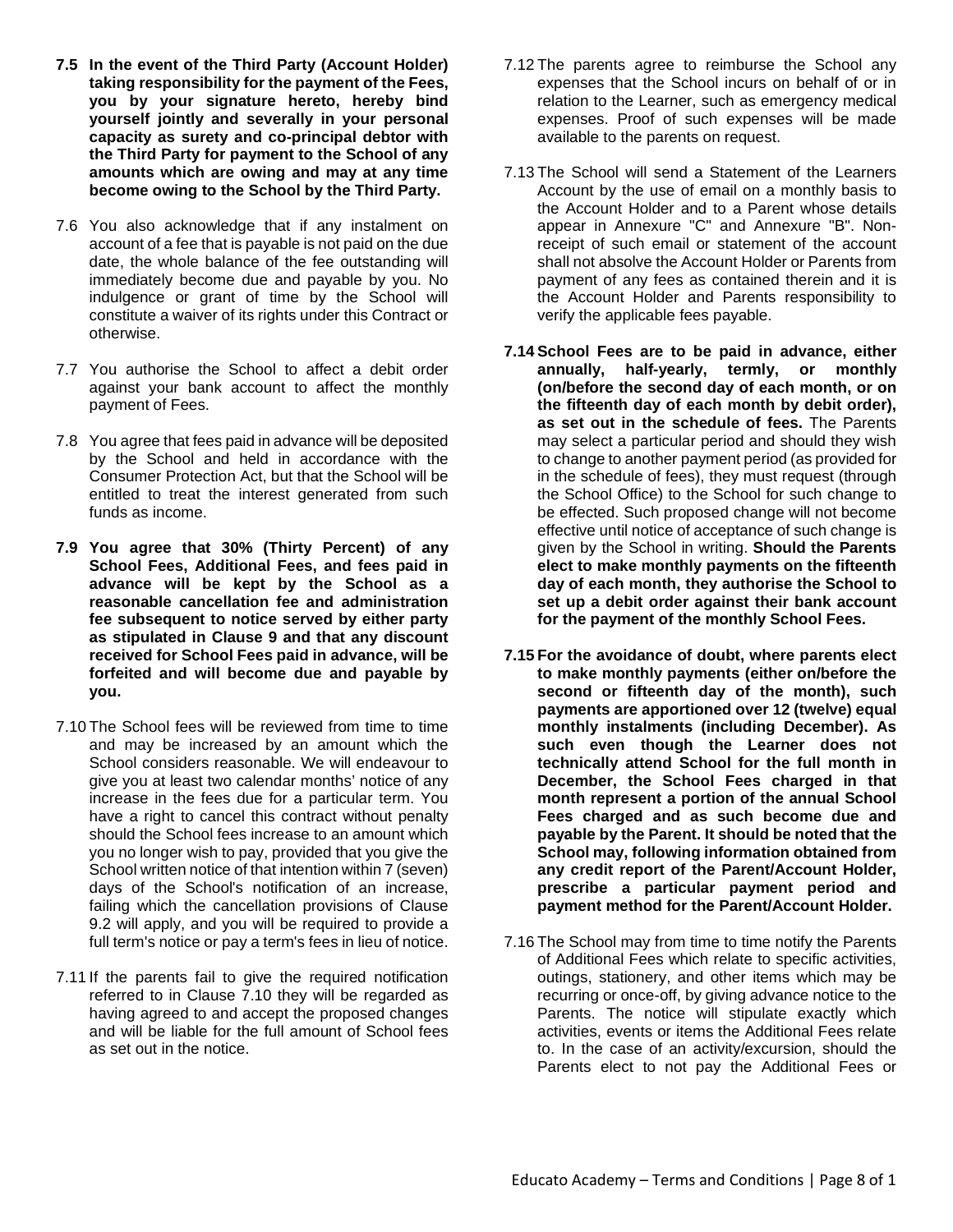**7.5 In the event of the Third Party (Account Holder) taking responsibility for the payment of the Fees, you by your signature hereto, hereby bind yourself jointly and severally in your personal capacity as surety and co-principal debtor with the Third Party for payment to the School of any amounts which are owing and may at any time become owing to the School by the Third Party.**

7.6 You also acknowledge that if any instalment on account of a fee that is payable is not paid on the due date, the whole balance of the fee outstanding will immediately become due and payable by you. No indulgence or grant of time by the School will constitute a waiver of its rights under this Contract or otherwise.

7.7 You authorise the School to affect a debit order against your bank account to affect the monthly payment of Fees.

7.8 You agree that fees paid in advance will be deposited by the School and held in accordance with the Consumer Protection Act, but that the School will be entitled to treat the interest generated from such funds as income.

**7.9 You agree that 30% (Thirty Percent) of any School Fees, Additional Fees, and fees paid in advance will be kept by the School as a reasonable cancellation fee and administration fee subsequent to notice served by either party as stipulated in Clause 9 and that any discount received for School Fees paid in advance, will be forfeited and will become due and payable by you.**

7.10 The School fees will be reviewed from time to time and may be increased by an amount which the School considers reasonable. We will endeavour to give you at least two calendar months' notice of any increase in the fees due for a particular term. You have a right to cancel this contract without penalty should the School fees increase to an amount which you no longer wish to pay, provided that you give the School written notice of that intention within 7 (seven) days of the School's notification of an increase, failing which the cancellation provisions of Clause 9.2 will apply, and you will be required to provide a full term's notice or pay a term's fees in lieu of notice.

7.11 If the parents fail to give the required notification referred to in Clause 7.10 they will be regarded as having agreed to and accept the proposed changes and will be liable for the full amount of School fees as set out in the notice.

7.12 The parents agree to reimburse the School any expenses that the School incurs on behalf of or in relation to the Learner, such as emergency medical expenses. Proof of such expenses will be made available to the parents on request.

7.13 The School will send a Statement of the Learners Account by the use of email on a monthly basis to the Account Holder and to a Parent whose details appear in Annexure "C" and Annexure "B". Non-receipt of such email or statement of the account shall not absolve the Account Holder or Parents from payment of any fees as contained therein and it is the Account Holder and Parents responsibility to verify the applicable fees payable.

**7.14 School Fees are to be paid in advance, either annually, half-yearly, termly, or monthly (on/before the second day of each month, or on the fifteenth day of each month by debit order), as set out in the schedule of fees.** The Parents may select a particular period and should they wish to change to another payment period (as provided for in the schedule of fees), they must request (through the School Office) to the School for such change to be effected. Such proposed change will not become effective until notice of acceptance of such change is given by the School in writing. **Should the Parents elect to make monthly payments on the fifteenth day of each month, they authorise the School to set up a debit order against their bank account for the payment of the monthly School Fees.**

**7.15 For the avoidance of doubt, where parents elect to make monthly payments (either on/before the second or fifteenth day of the month), such payments are apportioned over 12 (twelve) equal monthly instalments (including December). As such even though the Learner does not technically attend School for the full month in December, the School Fees charged in that month represent a portion of the annual School Fees charged and as such become due and payable by the Parent. It should be noted that the School may, following information obtained from any credit report of the Parent/Account Holder, prescribe a particular payment period and payment method for the Parent/Account Holder.**

7.16 The School may from time to time notify the Parents of Additional Fees which relate to specific activities, outings, stationery, and other items which may be recurring or once-off, by giving advance notice to the Parents. The notice will stipulate exactly which activities, events or items the Additional Fees relate to. In the case of an activity/excursion, should the Parents elect to not pay the Additional Fees or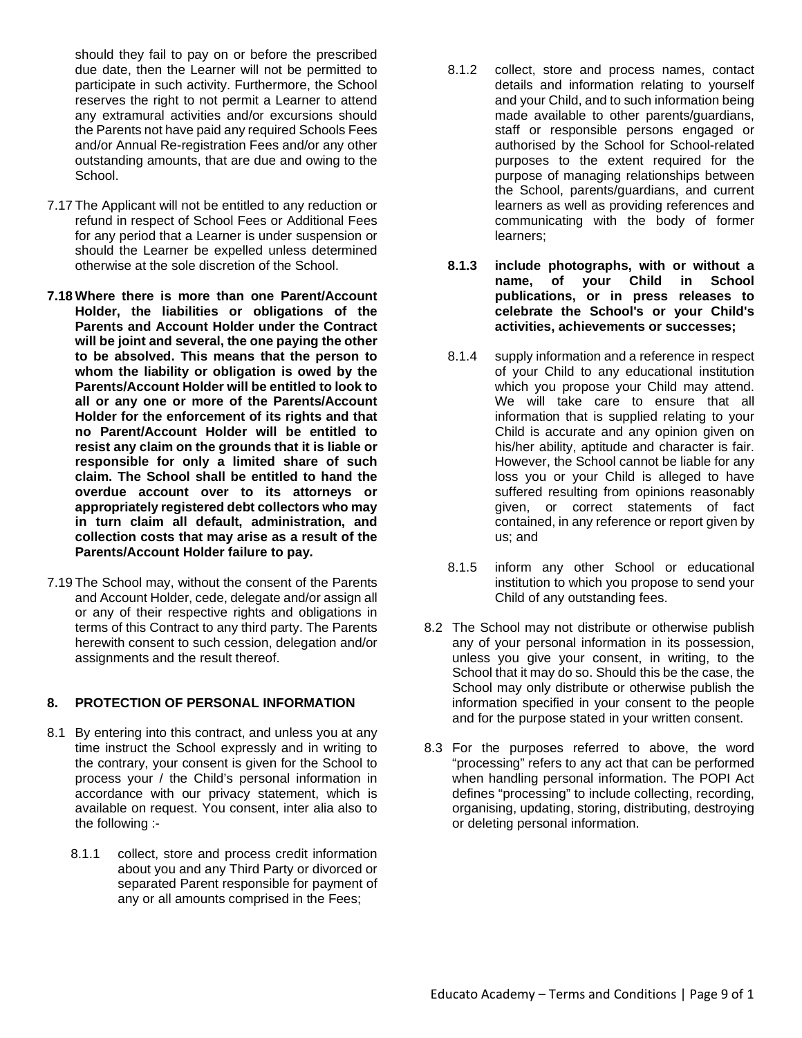should they fail to pay on or before the prescribed due date, then the Learner will not be permitted to participate in such activity. Furthermore, the School reserves the right to not permit a Learner to attend any extramural activities and/or excursions should the Parents not have paid any required Schools Fees and/or Annual Re-registration Fees and/or any other outstanding amounts, that are due and owing to the School.

7.17 The Applicant will not be entitled to any reduction or refund in respect of School Fees or Additional Fees for any period that a Learner is under suspension or should the Learner be expelled unless determined otherwise at the sole discretion of the School.

**7.18 Where there is more than one Parent/Account Holder, the liabilities or obligations of the Parents and Account Holder under the Contract will be joint and several, the one paying the other to be absolved. This means that the person to whom the liability or obligation is owed by the Parents/Account Holder will be entitled to look to all or any one or more of the Parents/Account Holder for the enforcement of its rights and that no Parent/Account Holder will be entitled to resist any claim on the grounds that it is liable or responsible for only a limited share of such claim. The School shall be entitled to hand the overdue account over to its attorneys or appropriately registered debt collectors who may in turn claim all default, administration, and collection costs that may arise as a result of the Parents/Account Holder failure to pay.**

7.19 The School may, without the consent of the Parents and Account Holder, cede, delegate and/or assign all or any of their respective rights and obligations in terms of this Contract to any third party. The Parents herewith consent to such cession, delegation and/or assignments and the result thereof.

## 8. PROTECTION OF PERSONAL INFORMATION

8.1 By entering into this contract, and unless you at any time instruct the School expressly and in writing to the contrary, your consent is given for the School to process your / the Child's personal information in accordance with our privacy statement, which is available on request. You consent, inter alia also to the following :-

8.1.1 collect, store and process credit information about you and any Third Party or divorced or separated Parent responsible for payment of any or all amounts comprised in the Fees;

8.1.2 collect, store and process names, contact details and information relating to yourself and your Child, and to such information being made available to other parents/guardians, staff or responsible persons engaged or authorised by the School for School-related purposes to the extent required for the purpose of managing relationships between the School, parents/guardians, and current learners as well as providing references and communicating with the body of former learners;

**8.1.3 include photographs, with or without a name, of your Child in School publications, or in press releases to celebrate the School's or your Child's activities, achievements or successes;**

8.1.4 supply information and a reference in respect of your Child to any educational institution which you propose your Child may attend. We will take care to ensure that all information that is supplied relating to your Child is accurate and any opinion given on his/her ability, aptitude and character is fair. However, the School cannot be liable for any loss you or your Child is alleged to have suffered resulting from opinions reasonably given, or correct statements of fact contained, in any reference or report given by us; and

8.1.5 inform any other School or educational institution to which you propose to send your Child of any outstanding fees.

8.2 The School may not distribute or otherwise publish any of your personal information in its possession, unless you give your consent, in writing, to the School that it may do so. Should this be the case, the School may only distribute or otherwise publish the information specified in your consent to the people and for the purpose stated in your written consent.

8.3 For the purposes referred to above, the word "processing" refers to any act that can be performed when handling personal information. The POPI Act defines "processing" to include collecting, recording, organising, updating, storing, distributing, destroying or deleting personal information.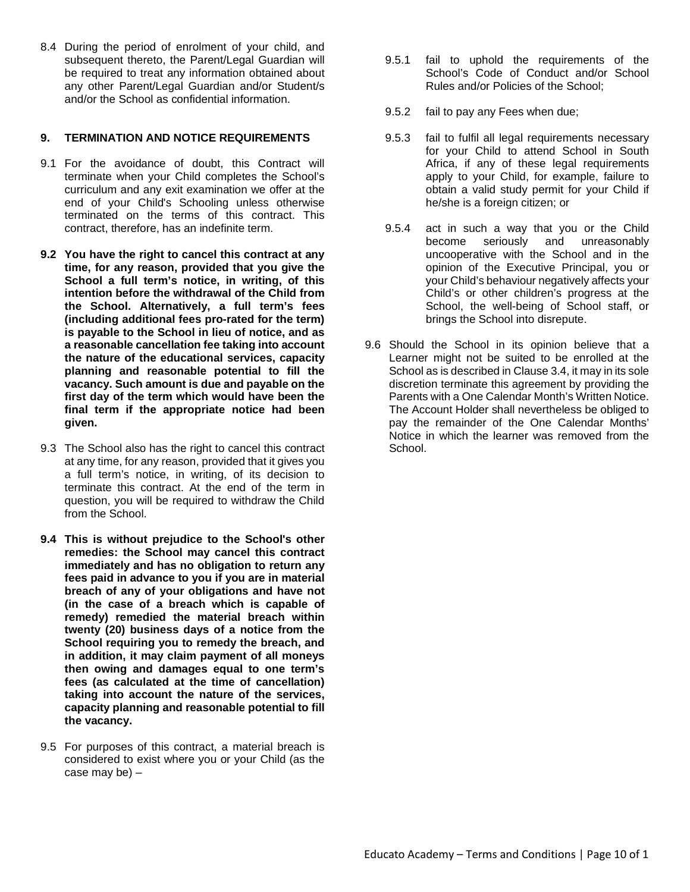8.4 During the period of enrolment of your child, and subsequent thereto, the Parent/Legal Guardian will be required to treat any information obtained about any other Parent/Legal Guardian and/or Student/s and/or the School as confidential information.

## 9. TERMINATION AND NOTICE REQUIREMENTS

9.1 For the avoidance of doubt, this Contract will terminate when your Child completes the School's curriculum and any exit examination we offer at the end of your Child's Schooling unless otherwise terminated on the terms of this contract. This contract, therefore, has an indefinite term.

**9.2 You have the right to cancel this contract at any time, for any reason, provided that you give the School a full term's notice, in writing, of this intention before the withdrawal of the Child from the School. Alternatively, a full term's fees (including additional fees pro-rated for the term) is payable to the School in lieu of notice, and as a reasonable cancellation fee taking into account the nature of the educational services, capacity planning and reasonable potential to fill the vacancy. Such amount is due and payable on the first day of the term which would have been the final term if the appropriate notice had been given.**

9.3 The School also has the right to cancel this contract at any time, for any reason, provided that it gives you a full term's notice, in writing, of its decision to terminate this contract. At the end of the term in question, you will be required to withdraw the Child from the School.

**9.4 This is without prejudice to the School's other remedies: the School may cancel this contract immediately and has no obligation to return any fees paid in advance to you if you are in material breach of any of your obligations and have not (in the case of a breach which is capable of remedy) remedied the material breach within twenty (20) business days of a notice from the School requiring you to remedy the breach, and in addition, it may claim payment of all moneys then owing and damages equal to one term's fees (as calculated at the time of cancellation) taking into account the nature of the services, capacity planning and reasonable potential to fill the vacancy.**

9.5 For purposes of this contract, a material breach is considered to exist where you or your Child (as the case may be) –

9.5.1 fail to uphold the requirements of the School's Code of Conduct and/or School Rules and/or Policies of the School;

9.5.2 fail to pay any Fees when due;

9.5.3 fail to fulfil all legal requirements necessary for your Child to attend School in South Africa, if any of these legal requirements apply to your Child, for example, failure to obtain a valid study permit for your Child if he/she is a foreign citizen; or

9.5.4 act in such a way that you or the Child become seriously and unreasonably uncooperative with the School and in the opinion of the Executive Principal, you or your Child's behaviour negatively affects your Child's or other children's progress at the School, the well-being of School staff, or brings the School into disrepute.

9.6 Should the School in its opinion believe that a Learner might not be suited to be enrolled at the School as is described in Clause 3.4, it may in its sole discretion terminate this agreement by providing the Parents with a One Calendar Month's Written Notice. The Account Holder shall nevertheless be obliged to pay the remainder of the One Calendar Months' Notice in which the learner was removed from the School.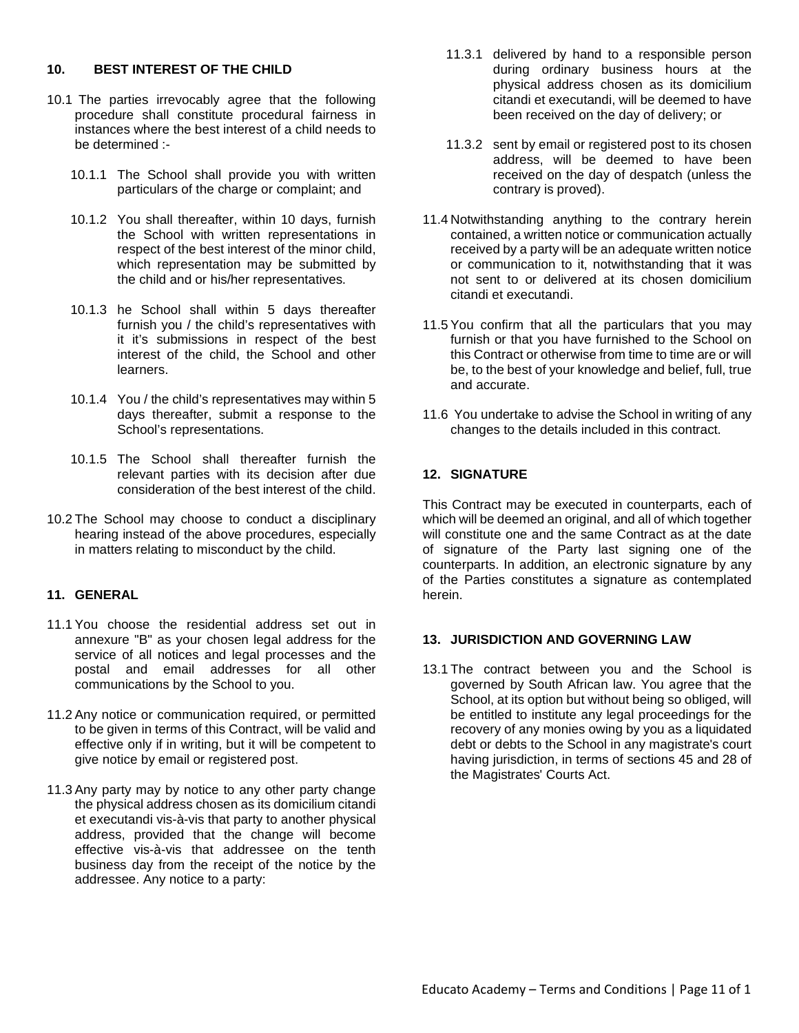## 10. BEST INTEREST OF THE CHILD

10.1 The parties irrevocably agree that the following procedure shall constitute procedural fairness in instances where the best interest of a child needs to be determined :-

10.1.1 The School shall provide you with written particulars of the charge or complaint; and

10.1.2 You shall thereafter, within 10 days, furnish the School with written representations in respect of the best interest of the minor child, which representation may be submitted by the child and or his/her representatives.

10.1.3 he School shall within 5 days thereafter furnish you / the child's representatives with it it's submissions in respect of the best interest of the child, the School and other learners.

10.1.4 You / the child's representatives may within 5 days thereafter, submit a response to the School's representations.

10.1.5 The School shall thereafter furnish the relevant parties with its decision after due consideration of the best interest of the child.

10.2 The School may choose to conduct a disciplinary hearing instead of the above procedures, especially in matters relating to misconduct by the child.

## 11. GENERAL

11.1 You choose the residential address set out in annexure "B" as your chosen legal address for the service of all notices and legal processes and the postal and email addresses for all other communications by the School to you.

11.2 Any notice or communication required, or permitted to be given in terms of this Contract, will be valid and effective only if in writing, but it will be competent to give notice by email or registered post.

11.3 Any party may by notice to any other party change the physical address chosen as its domicilium citandi et executandi vis-à-vis that party to another physical address, provided that the change will become effective vis-à-vis that addressee on the tenth business day from the receipt of the notice by the addressee. Any notice to a party:

11.3.1 delivered by hand to a responsible person during ordinary business hours at the physical address chosen as its domicilium citandi et executandi, will be deemed to have been received on the day of delivery; or

11.3.2 sent by email or registered post to its chosen address, will be deemed to have been received on the day of despatch (unless the contrary is proved).

11.4 Notwithstanding anything to the contrary herein contained, a written notice or communication actually received by a party will be an adequate written notice or communication to it, notwithstanding that it was not sent to or delivered at its chosen domicilium citandi et executandi.

11.5 You confirm that all the particulars that you may furnish or that you have furnished to the School on this Contract or otherwise from time to time are or will be, to the best of your knowledge and belief, full, true and accurate.

11.6 You undertake to advise the School in writing of any changes to the details included in this contract.

## 12. SIGNATURE

This Contract may be executed in counterparts, each of which will be deemed an original, and all of which together will constitute one and the same Contract as at the date of signature of the Party last signing one of the counterparts. In addition, an electronic signature by any of the Parties constitutes a signature as contemplated herein.

## 13. JURISDICTION AND GOVERNING LAW

13.1 The contract between you and the School is governed by South African law. You agree that the School, at its option but without being so obliged, will be entitled to institute any legal proceedings for the recovery of any monies owing by you as a liquidated debt or debts to the School in any magistrate's court having jurisdiction, in terms of sections 45 and 28 of the Magistrates' Courts Act.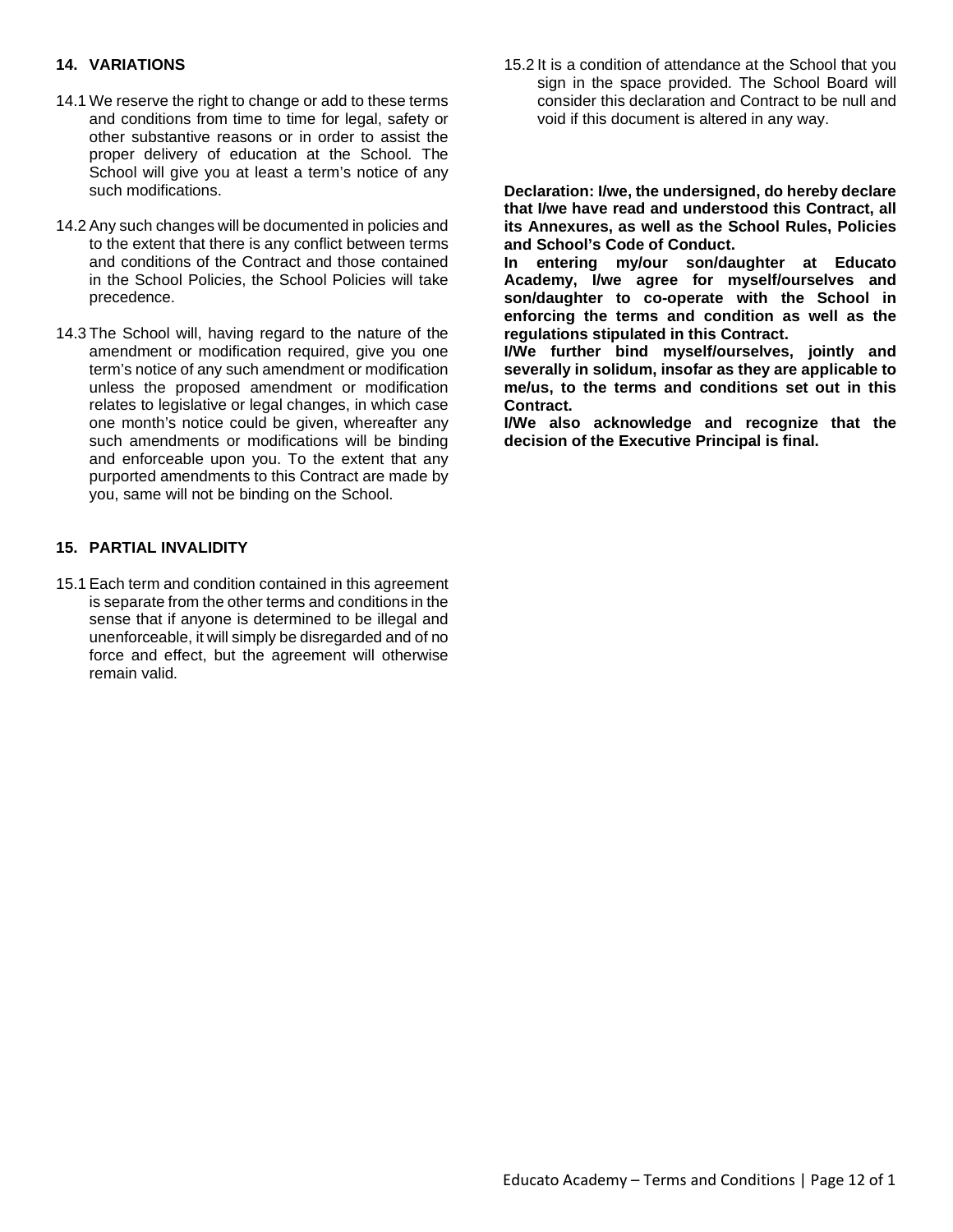## 14. VARIATIONS

14.1 We reserve the right to change or add to these terms and conditions from time to time for legal, safety or other substantive reasons or in order to assist the proper delivery of education at the School. The School will give you at least a term's notice of any such modifications.

14.2 Any such changes will be documented in policies and to the extent that there is any conflict between terms and conditions of the Contract and those contained in the School Policies, the School Policies will take precedence.

14.3 The School will, having regard to the nature of the amendment or modification required, give you one term's notice of any such amendment or modification unless the proposed amendment or modification relates to legislative or legal changes, in which case one month's notice could be given, whereafter any such amendments or modifications will be binding and enforceable upon you. To the extent that any purported amendments to this Contract are made by you, same will not be binding on the School.

## 15. PARTIAL INVALIDITY

15.1 Each term and condition contained in this agreement is separate from the other terms and conditions in the sense that if anyone is determined to be illegal and unenforceable, it will simply be disregarded and of no force and effect, but the agreement will otherwise remain valid.

15.2 It is a condition of attendance at the School that you sign in the space provided. The School Board will consider this declaration and Contract to be null and void if this document is altered in any way.

**Declaration: I/we, the undersigned, do hereby declare that I/we have read and understood this Contract, all its Annexures, as well as the School Rules, Policies and School's Code of Conduct.**

**In entering my/our son/daughter at Educato Academy, I/we agree for myself/ourselves and son/daughter to co-operate with the School in enforcing the terms and condition as well as the regulations stipulated in this Contract.**

**I/We further bind myself/ourselves, jointly and severally in solidum, insofar as they are applicable to me/us, to the terms and conditions set out in this Contract.**

**I/We also acknowledge and recognize that the decision of the Executive Principal is final.**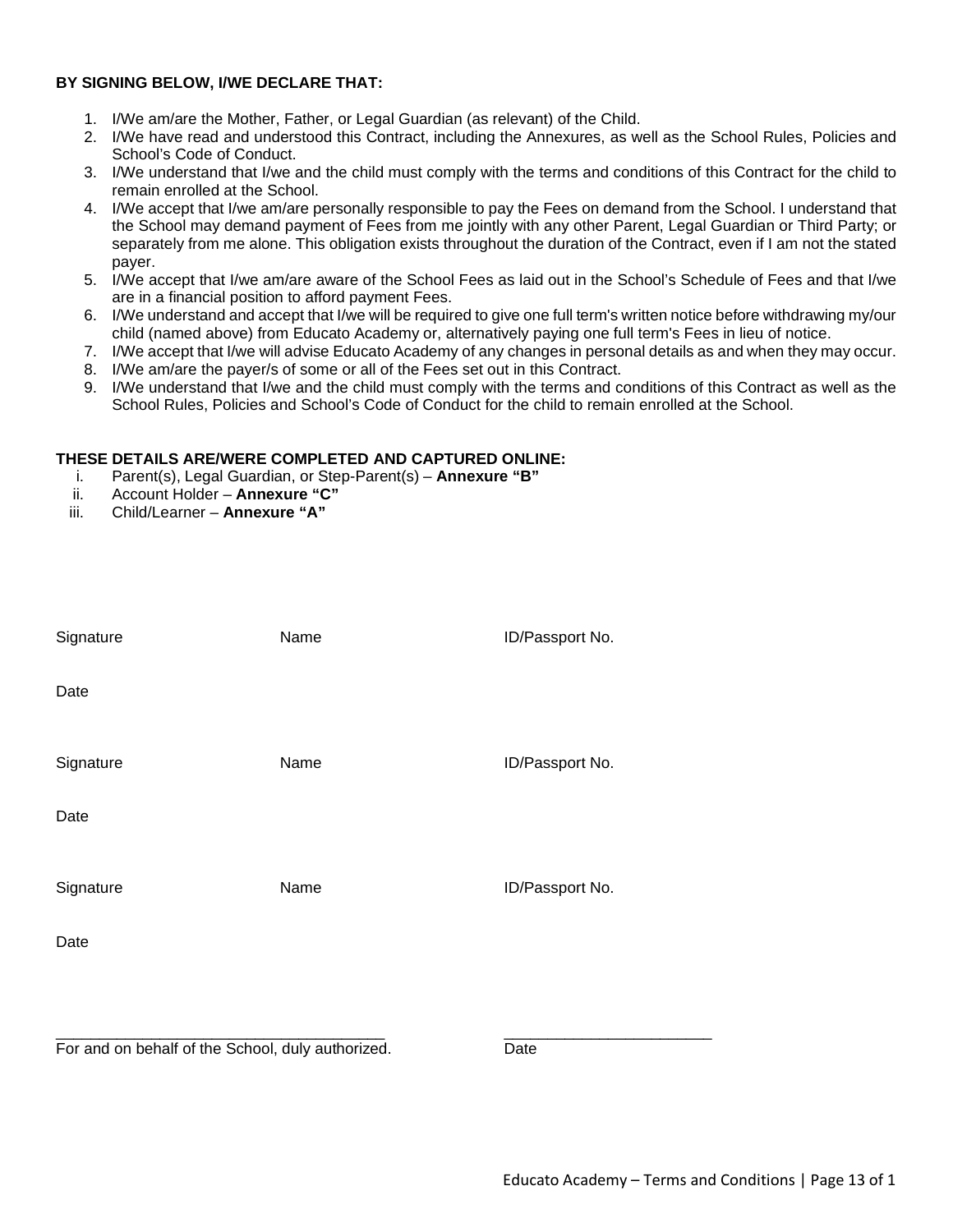**BY SIGNING BELOW, I/WE DECLARE THAT:**

1. I/We am/are the Mother, Father, or Legal Guardian (as relevant) of the Child.
2. I/We have read and understood this Contract, including the Annexures, as well as the School Rules, Policies and School's Code of Conduct.
3. I/We understand that I/we and the child must comply with the terms and conditions of this Contract for the child to remain enrolled at the School.
4. I/We accept that I/we am/are personally responsible to pay the Fees on demand from the School. I understand that the School may demand payment of Fees from me jointly with any other Parent, Legal Guardian or Third Party; or separately from me alone. This obligation exists throughout the duration of the Contract, even if I am not the stated payer.
5. I/We accept that I/we am/are aware of the School Fees as laid out in the School's Schedule of Fees and that I/we are in a financial position to afford payment Fees.
6. I/We understand and accept that I/we will be required to give one full term's written notice before withdrawing my/our child (named above) from Educato Academy or, alternatively paying one full term's Fees in lieu of notice.
7. I/We accept that I/we will advise Educato Academy of any changes in personal details as and when they may occur.
8. I/We am/are the payer/s of some or all of the Fees set out in this Contract.
9. I/We understand that I/we and the child must comply with the terms and conditions of this Contract as well as the School Rules, Policies and School's Code of Conduct for the child to remain enrolled at the School.

**THESE DETAILS ARE/WERE COMPLETED AND CAPTURED ONLINE:**

i. Parent(s), Legal Guardian, or Step-Parent(s) – **Annexure "B"**
ii. Account Holder – **Annexure "C"**
iii. Child/Learner – **Annexure "A"**

Signature　　Name　　ID/Passport No.

Date

Signature　　Name　　ID/Passport No.

Date

Signature　　Name　　ID/Passport No.

Date

\_\_\_\_\_\_\_\_\_\_\_\_\_\_\_\_\_\_\_\_\_\_\_\_\_\_\_\_\_\_\_\_\_\_\_\_\_\_　　\_\_\_\_\_\_\_\_\_\_\_\_\_\_\_\_\_\_\_\_\_\_\_\_

For and on behalf of the School, duly authorized.　　Date